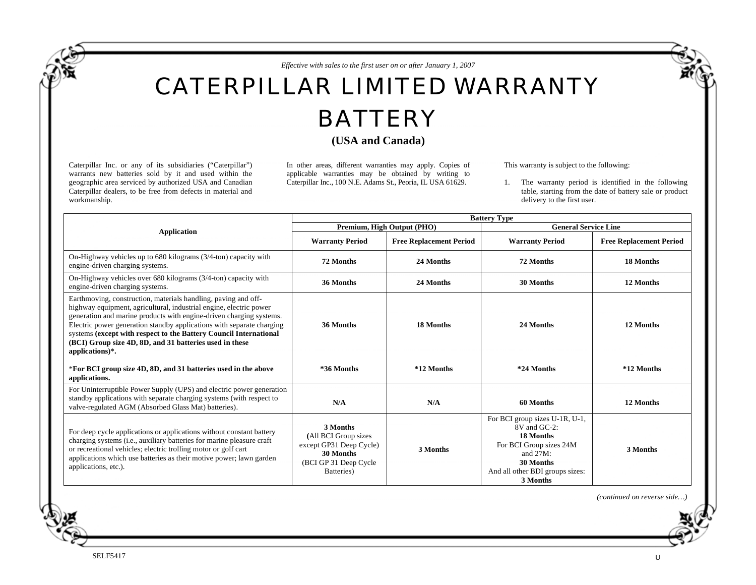*Effective with sales to the first user on or after January 1, 2007*

# CATERPILLAR LIMITED WARRANTY BATTERY

## (USA and Canada)

Caterpillar Inc. or any of its subsidiaries ("Caterpillar") warrants new batteries sold by it and used within the geographic area serviced by authorized USA and Canadian Caterpillar dealers, to be free from defects in material and workmanship.

In other areas, different warranties may apply. Copies of applicable warranties may be obtained by writing to Caterpillar Inc., 100 N.E. Adams St., Peoria, IL USA 61629.

This warranty is subject to the following:

1. The warranty period is identified in the following table, starting from the date of battery sale or product delivery to the first user.

| Application | Battery Type | | | |
|---|---|---|---|---|
| | **Premium, High Output (PHO)** | | **General Service Line** | |
| | **Warranty Period** | **Free Replacement Period** | **Warranty Period** | **Free Replacement Period** |
| On-Highway vehicles up to 680 kilograms (3/4-ton) capacity with engine-driven charging systems. | **72 Months** | **24 Months** | **72 Months** | **18 Months** |
| On-Highway vehicles over 680 kilograms (3/4-ton) capacity with engine-driven charging systems. | **36 Months** | **24 Months** | **30 Months** | **12 Months** |
| Earthmoving, construction, materials handling, paving and off-highway equipment, agricultural, industrial engine, electric power generation and marine products with engine-driven charging systems. Electric power generation standby applications with separate charging systems **(except with respect to the Battery Council International (BCI) Group size 4D, 8D, and 31 batteries used in these applications)\*.** | **36 Months** | **18 Months** | **24 Months** | **12 Months** |
| \***For BCI group size 4D, 8D, and 31 batteries used in the above applications.** | **\*36 Months** | **\*12 Months** | **\*24 Months** | **\*12 Months** |
| For Uninterruptible Power Supply (UPS) and electric power generation standby applications with separate charging systems (with respect to valve-regulated AGM (Absorbed Glass Mat) batteries). | **N/A** | **N/A** | **60 Months** | **12 Months** |
| For deep cycle applications or applications without constant battery charging systems (i.e., auxiliary batteries for marine pleasure craft or recreational vehicles; electric trolling motor or golf cart applications which use batteries as their motive power; lawn garden applications, etc.). | **3 Months** **(**All BCI Group sizes except GP31 Deep Cycle) **30 Months** (BCI GP 31 Deep Cycle Batteries) | **3 Months** | For BCI group sizes U-1R, U-1, 8V and GC-2: **18 Months** For BCI Group sizes 24M and 27M: **30 Months** And all other BDI groups sizes: **3 Months** | **3 Months** |

*(continued on reverse side…)*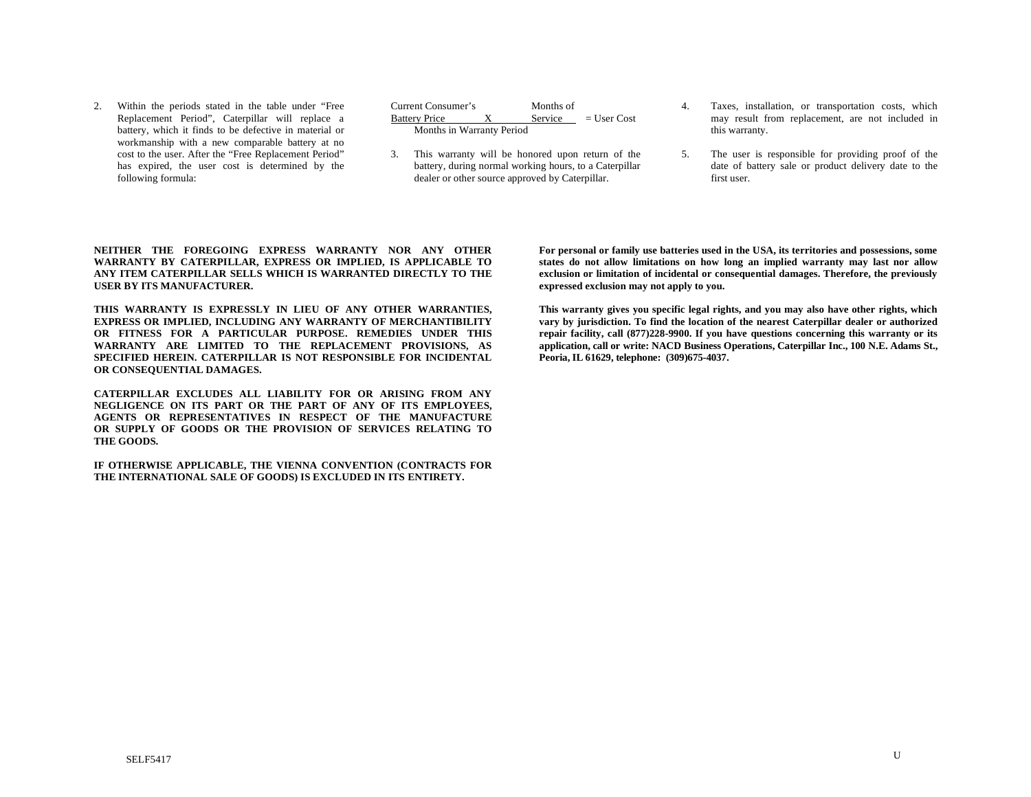2. Within the periods stated in the table under "Free Replacement Period", Caterpillar will replace a battery, which it finds to be defective in material or workmanship with a new comparable battery at no cost to the user. After the "Free Replacement Period" has expired, the user cost is determined by the following formula:

$$\frac{\text{Current Consumer's Battery Price} \times \text{Months of Service}}{\text{Months in Warranty Period}} = \text{User Cost}$$

3. This warranty will be honored upon return of the battery, during normal working hours, to a Caterpillar dealer or other source approved by Caterpillar.

4. Taxes, installation, or transportation costs, which may result from replacement, are not included in this warranty.

5. The user is responsible for providing proof of the date of battery sale or product delivery date to the first user.

**NEITHER THE FOREGOING EXPRESS WARRANTY NOR ANY OTHER WARRANTY BY CATERPILLAR, EXPRESS OR IMPLIED, IS APPLICABLE TO ANY ITEM CATERPILLAR SELLS WHICH IS WARRANTED DIRECTLY TO THE USER BY ITS MANUFACTURER.**

**THIS WARRANTY IS EXPRESSLY IN LIEU OF ANY OTHER WARRANTIES, EXPRESS OR IMPLIED, INCLUDING ANY WARRANTY OF MERCHANTIBILITY OR FITNESS FOR A PARTICULAR PURPOSE. REMEDIES UNDER THIS WARRANTY ARE LIMITED TO THE REPLACEMENT PROVISIONS, AS SPECIFIED HEREIN. CATERPILLAR IS NOT RESPONSIBLE FOR INCIDENTAL OR CONSEQUENTIAL DAMAGES.**

**CATERPILLAR EXCLUDES ALL LIABILITY FOR OR ARISING FROM ANY NEGLIGENCE ON ITS PART OR THE PART OF ANY OF ITS EMPLOYEES, AGENTS OR REPRESENTATIVES IN RESPECT OF THE MANUFACTURE OR SUPPLY OF GOODS OR THE PROVISION OF SERVICES RELATING TO THE GOODS.**

**IF OTHERWISE APPLICABLE, THE VIENNA CONVENTION (CONTRACTS FOR THE INTERNATIONAL SALE OF GOODS) IS EXCLUDED IN ITS ENTIRETY.**

**For personal or family use batteries used in the USA, its territories and possessions, some states do not allow limitations on how long an implied warranty may last nor allow exclusion or limitation of incidental or consequential damages. Therefore, the previously expressed exclusion may not apply to you.**

**This warranty gives you specific legal rights, and you may also have other rights, which vary by jurisdiction. To find the location of the nearest Caterpillar dealer or authorized repair facility, call (877)228-9900. If you have questions concerning this warranty or its application, call or write: NACD Business Operations, Caterpillar Inc., 100 N.E. Adams St., Peoria, IL 61629, telephone: (309)675-4037.**

SELF5417

U